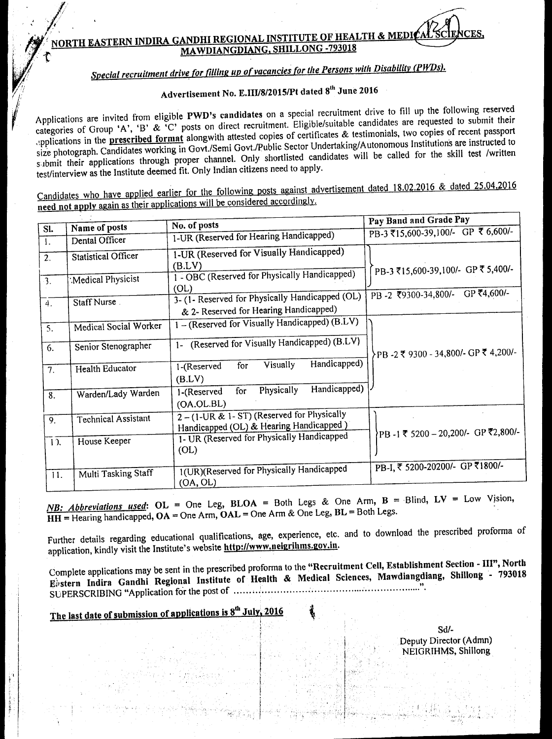# NORTH EASTERN INDIRA GANDHI REGIONAL INSTITUTE OF HEALTH & MEDICAL SCIENCES, MAWDIANGDIANG, SHILLONG -793018

## *Special recruitment drive for filling up of vacancies for the Persons with Disability (PWDs).*

### Advertisement No. E.III/8/2015/Pt dated 8th June 2016

Applications are invited from eligible **PWD's candidates** on a special recruitment drive to fill up the following reserved categories of Group 'A', 'B' & 'C' posts on direct recruitment. Eligible/suitable candidates are requested to submit their applications in the **prescribed format** alongwith attested copies of certificates & testimonials, two copies of recent passport size photograph. Candidates working in Govt./Semi Govt./Public Sector Undertaking/Autonomous Institutions are instructed to submit their applications through proper channel. Only shortlisted candidates will be called for the skill test /written test/interview as the Institute deemed fit. Only Indian citizens need to apply.

Candidates who have applied earlier for the following posts against advertisement dated 18.02.2016 & dated 25.04.2016 **need not apply again as their applications will be considered accordingly.**

| Sl. | Name of posts | No. of posts | Pay Band and Grade Pay |
|---|---|---|---|
| 1. | Dental Officer | 1-UR (Reserved for Hearing Handicapped) | PB-3 ₹15,600-39,100/- GP ₹ 6,600/- |
| 2. | Statistical Officer | 1-UR (Reserved for Visually Handicapped) (B.LV) | PB-3 ₹15,600-39,100/- GP ₹ 5,400/- |
| 3. | Medical Physicist | 1 - OBC (Reserved for Physically Handicapped) (OL) | |
| 4. | Staff Nurse | 3- (1- Reserved for Physically Handicapped (OL) & 2- Reserved for Hearing Handicapped) | PB -2 ₹9300-34,800/- GP ₹4,600/- |
| 5. | Medical Social Worker | 1 – (Reserved for Visually Handicapped) (B.LV) | PB -2 ₹ 9300 - 34,800/- GP ₹ 4,200/- |
| 6. | Senior Stenographer | 1- (Reserved for Visually Handicapped) (B.LV) | |
| 7. | Health Educator | 1-(Reserved for Visually Handicapped) (B.LV) | |
| 8. | Warden/Lady Warden | 1-(Reserved for Physically Handicapped) (OA.OL.BL) | |
| 9. | Technical Assistant | 2 – (1-UR & 1- ST) (Reserved for Physically Handicapped (OL) & Hearing Handicapped ) | PB -1 ₹ 5200 – 20,200/- GP ₹2,800/- |
| 10. | House Keeper | 1- UR (Reserved for Physically Handicapped (OL) | |
| 11. | Multi Tasking Staff | 1(UR)(Reserved for Physically Handicapped (OA, OL) | PB-I, ₹ 5200-20200/- GP ₹1800/- |

***NB: Abbreviations used*:** **OL** = One Leg, **BLOA** = Both Legs & One Arm, **B** = Blind, **LV** = Low Vision, **HH** = Hearing handicapped, **OA** = One Arm, **OAL** = One Arm & One Leg, **BL** = Both Legs.

Further details regarding educational qualifications, age, experience, etc. and to download the prescribed proforma of application, kindly visit the Institute's website **http://www.neigrihms.gov.in**.

Complete applications may be sent in the prescribed proforma to the **"Recruitment Cell, Establishment Section - III", North Eastern Indira Gandhi Regional Institute of Health & Medical Sciences, Mawdiangdiang, Shillong - 793018** SUPERSCRIBING "Application for the post of ……………………………………………………".

**The last date of submission of applications is 8th July, 2016**

Sd/-
Deputy Director (Admn)
NEIGRIHMS, Shillong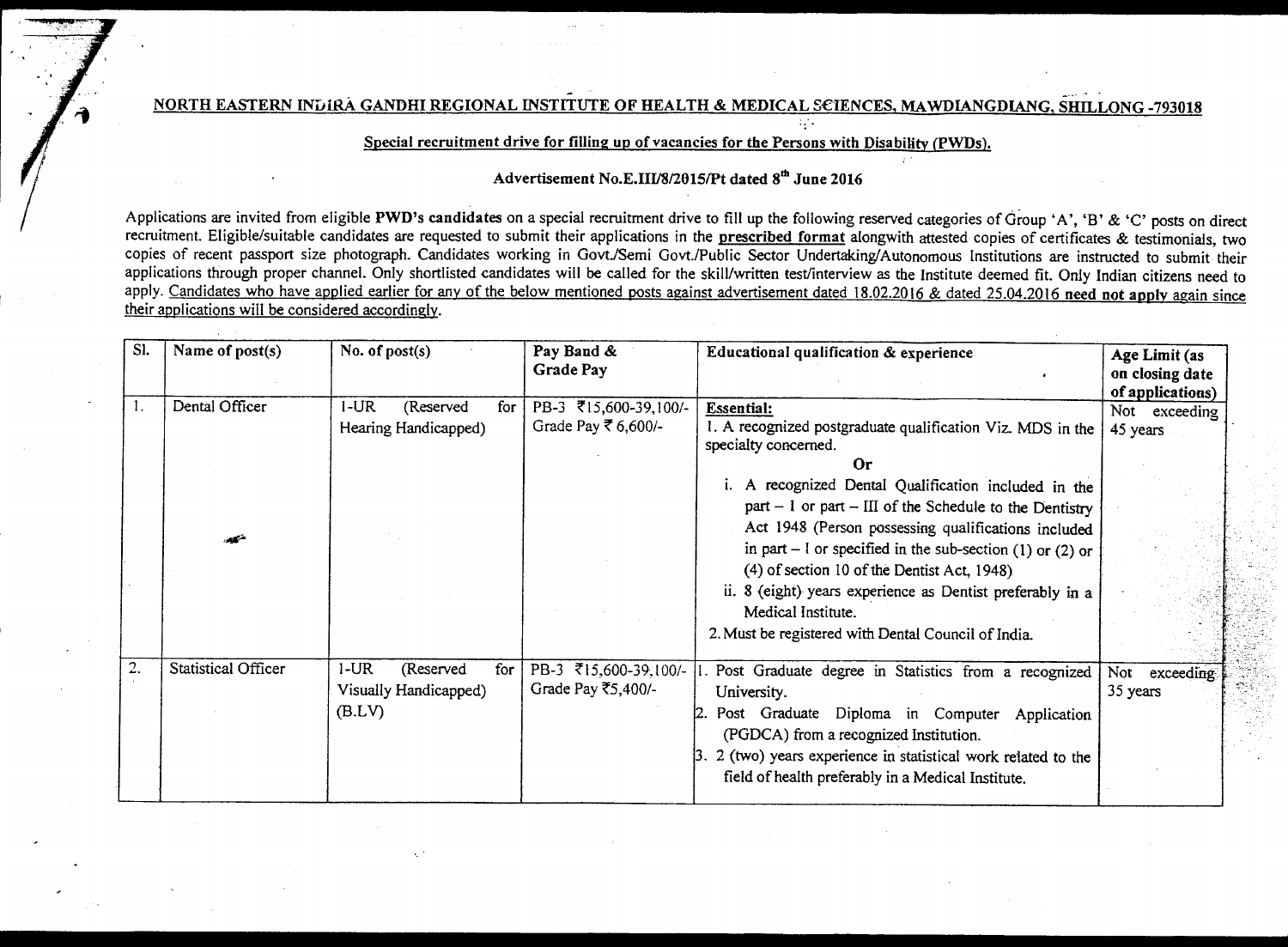## NORTH EASTERN INDIRA GANDHI REGIONAL INSTITUTE OF HEALTH & MEDICAL SCIENCES, MAWDIANGDIANG, SHILLONG -793018

### Special recruitment drive for filling up of vacancies for the Persons with Disability (PWDs).

### Advertisement No.E.III/8/2015/Pt dated 8th June 2016

Applications are invited from eligible **PWD's candidates** on a special recruitment drive to fill up the following reserved categories of Group 'A', 'B' & 'C' posts on direct recruitment. Eligible/suitable candidates are requested to submit their applications in the **prescribed format** alongwith attested copies of certificates & testimonials, two copies of recent passport size photograph. Candidates working in Govt./Semi Govt./Public Sector Undertaking/Autonomous Institutions are instructed to submit their applications through proper channel. Only shortlisted candidates will be called for the skill/written test/interview as the Institute deemed fit. Only Indian citizens need to apply. Candidates who have applied earlier for any of the below mentioned posts against advertisement dated 18.02.2016 & dated 25.04.2016 **need not apply** again since their applications will be considered accordingly.

| Sl. | Name of post(s) | No. of post(s) | Pay Band & Grade Pay | Educational qualification & experience | Age Limit (as on closing date of applications) |
|---|---|---|---|---|---|
| 1. | Dental Officer | 1-UR (Reserved for Hearing Handicapped) | PB-3 ₹15,600-39,100/- Grade Pay ₹ 6,600/- | **Essential:**<br>1. A recognized postgraduate qualification Viz. MDS in the specialty concerned.<br>**Or**<br>i. A recognized Dental Qualification included in the part – I or part – III of the Schedule to the Dentistry Act 1948 (Person possessing qualifications included in part – I or specified in the sub-section (1) or (2) or (4) of section 10 of the Dentist Act, 1948)<br>ii. 8 (eight) years experience as Dentist preferably in a Medical Institute.<br>2. Must be registered with Dental Council of India. | Not exceeding 45 years |
| 2. | Statistical Officer | 1-UR (Reserved for Visually Handicapped) (B.LV) | PB-3 ₹15,600-39,100/- Grade Pay ₹5,400/- | 1. Post Graduate degree in Statistics from a recognized University.<br>2. Post Graduate Diploma in Computer Application (PGDCA) from a recognized Institution.<br>3. 2 (two) years experience in statistical work related to the field of health preferably in a Medical Institute. | Not exceeding 35 years |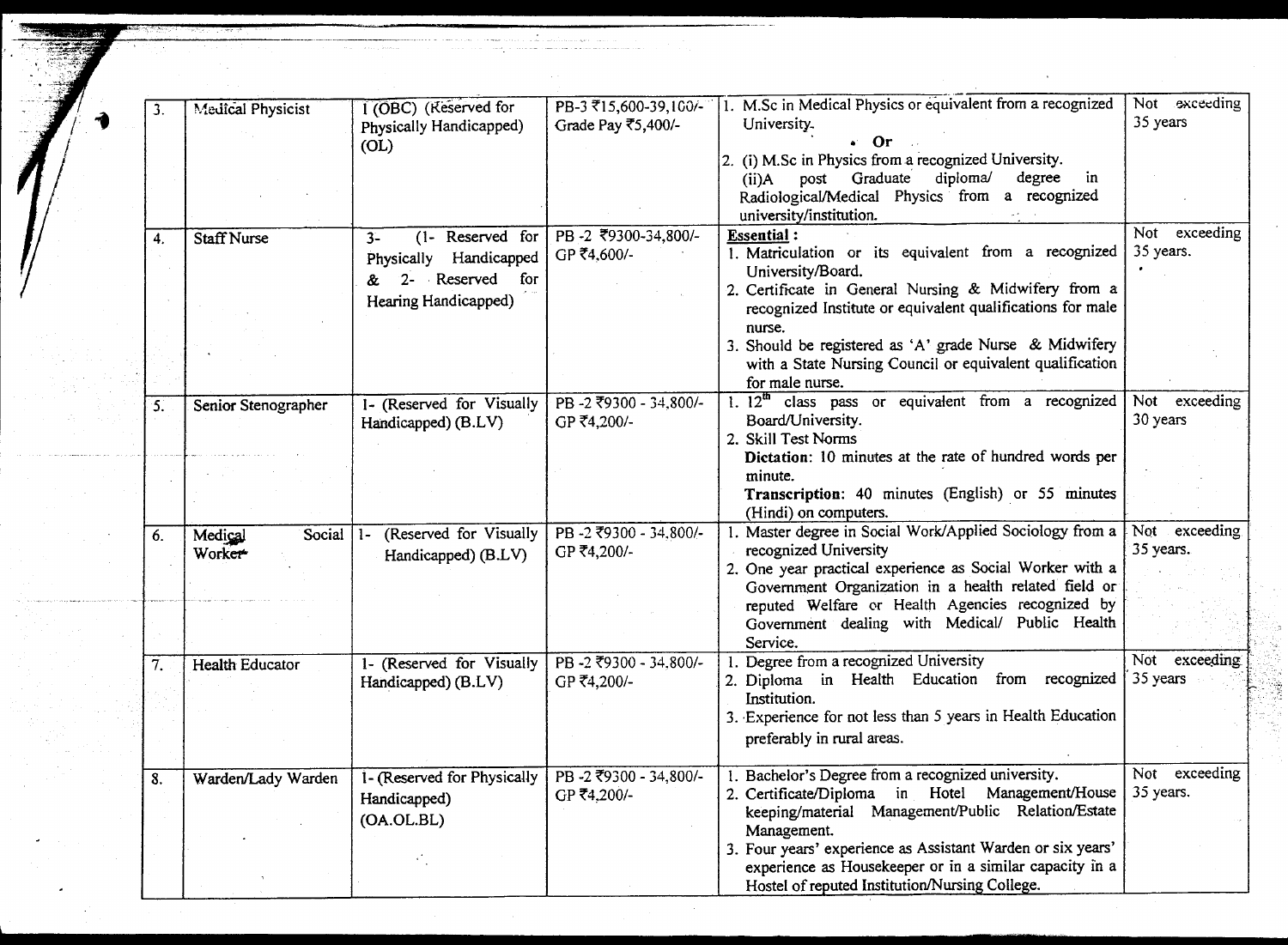| 3. | Medical Physicist | 1 (OBC) (Reserved for Physically Handicapped) (OL) | PB-3 ₹15,600-39,100/- Grade Pay ₹5,400/- | 1. M.Sc in Medical Physics or equivalent from a recognized University. • Or 2. (i) M.Sc in Physics from a recognized University. (ii)A post Graduate diploma/ degree in Radiological/Medical Physics from a recognized university/institution. | Not exceeding 35 years |
|---|---|---|---|---|---|
| 4. | Staff Nurse | 3- (1- Reserved for Physically Handicapped & 2- Reserved for Hearing Handicapped) | PB -2 ₹9300-34,800/- GP ₹4,600/- | **Essential :** 1. Matriculation or its equivalent from a recognized University/Board. 2. Certificate in General Nursing & Midwifery from a recognized Institute or equivalent qualifications for male nurse. 3. Should be registered as 'A' grade Nurse & Midwifery with a State Nursing Council or equivalent qualification for male nurse. | Not exceeding 35 years. |
| 5. | Senior Stenographer | 1- (Reserved for Visually Handicapped) (B.LV) | PB -2 ₹9300 - 34,800/- GP ₹4,200/- | 1. 12th class pass or equivalent from a recognized Board/University. 2. Skill Test Norms **Dictation**: 10 minutes at the rate of hundred words per minute. **Transcription**: 40 minutes (English) or 55 minutes (Hindi) on computers. | Not exceeding 30 years |
| 6. | Medical Social Worker | 1- (Reserved for Visually Handicapped) (B.LV) | PB -2 ₹9300 - 34,800/- GP ₹4,200/- | 1. Master degree in Social Work/Applied Sociology from a recognized University 2. One year practical experience as Social Worker with a Government Organization in a health related field or reputed Welfare or Health Agencies recognized by Government dealing with Medical/ Public Health Service. | Not exceeding 35 years. |
| 7. | Health Educator | 1- (Reserved for Visually Handicapped) (B.LV) | PB -2 ₹9300 - 34,800/- GP ₹4,200/- | 1. Degree from a recognized University 2. Diploma in Health Education from recognized Institution. 3. Experience for not less than 5 years in Health Education preferably in rural areas. | Not exceeding 35 years |
| 8. | Warden/Lady Warden | 1- (Reserved for Physically Handicapped) (OA.OL.BL) | PB -2 ₹9300 - 34,800/- GP ₹4,200/- | 1. Bachelor's Degree from a recognized university. 2. Certificate/Diploma in Hotel Management/House keeping/material Management/Public Relation/Estate Management. 3. Four years' experience as Assistant Warden or six years' experience as Housekeeper or in a similar capacity in a Hostel of reputed Institution/Nursing College. | Not exceeding 35 years. |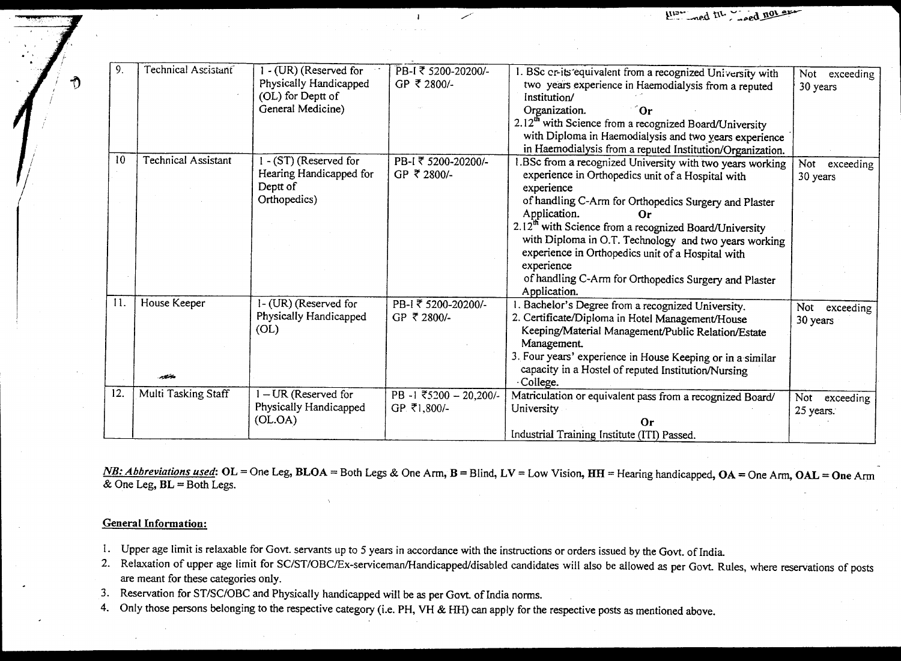| 9. | Technical Assistant | 1 - (UR) (Reserved for Physically Handicapped (OL) for Deptt of General Medicine) | PB-I ₹ 5200-20200/- GP ₹ 2800/- | 1. BSc or its equivalent from a recognized University with two years experience in Haemodialysis from a reputed Institution/ Organization. **Or** 2. 12th with Science from a recognized Board/University with Diploma in Haemodialysis and two years experience in Haemodialysis from a reputed Institution/Organization. | Not exceeding 30 years |
|---|---|---|---|---|---|
| 10 | Technical Assistant | 1 - (ST) (Reserved for Hearing Handicapped for Deptt of Orthopedics) | PB-I ₹ 5200-20200/- GP ₹ 2800/- | 1. BSc from a recognized University with two years working experience in Orthopedics unit of a Hospital with experience of handling C-Arm for Orthopedics Surgery and Plaster Application. **Or** 2. 12th with Science from a recognized Board/University with Diploma in O.T. Technology and two years working experience in Orthopedics unit of a Hospital with experience of handling C-Arm for Orthopedics Surgery and Plaster Application. | Not exceeding 30 years |
| 11. | House Keeper | 1- (UR) (Reserved for Physically Handicapped (OL) | PB-I ₹ 5200-20200/- GP ₹ 2800/- | 1. Bachelor's Degree from a recognized University. 2. Certificate/Diploma in Hotel Management/House Keeping/Material Management/Public Relation/Estate Management. 3. Four years' experience in House Keeping or in a similar capacity in a Hostel of reputed Institution/Nursing College. | Not exceeding 30 years |
| 12. | Multi Tasking Staff | 1 – UR (Reserved for Physically Handicapped (OL.OA) | PB -1 ₹5200 – 20,200/- GP ₹1,800/- | Matriculation or equivalent pass from a recognized Board/ University **Or** Industrial Training Institute (ITI) Passed. | Not exceeding 25 years. |

***NB: Abbreviations used*:** **OL** = One Leg, **BLOA** = Both Legs & One Arm, **B** = Blind, **LV** = Low Vision, **HH** = Hearing handicapped, **OA** = One Arm, **OAL** = **One** Arm & One Leg, **BL** = Both Legs.

**General Information:**

1. Upper age limit is relaxable for Govt. servants up to 5 years in accordance with the instructions or orders issued by the Govt. of India.
2. Relaxation of upper age limit for SC/ST/OBC/Ex-serviceman/Handicapped/disabled candidates will also be allowed as per Govt. Rules, where reservations of posts are meant for these categories only.
3. Reservation for ST/SC/OBC and Physically handicapped will be as per Govt. of India norms.
4. Only those persons belonging to the respective category (i.e. PH, VH & HH) can apply for the respective posts as mentioned above.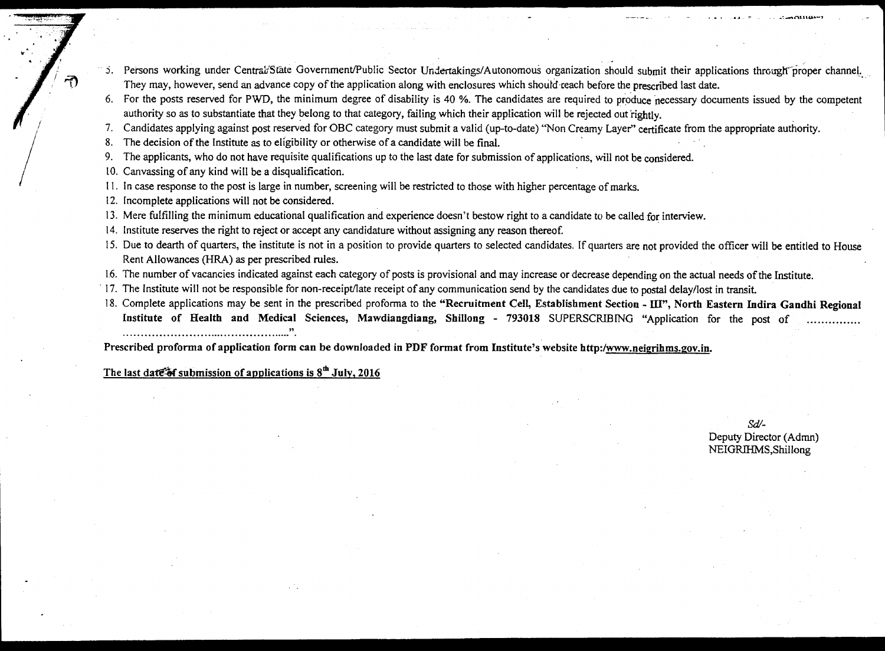5. Persons working under Central/State Government/Public Sector Undertakings/Autonomous organization should submit their applications through proper channel. They may, however, send an advance copy of the application along with enclosures which should reach before the prescribed last date.
6. For the posts reserved for PWD, the minimum degree of disability is 40 %. The candidates are required to produce necessary documents issued by the competent authority so as to substantiate that they belong to that category, failing which their application will be rejected out rightly.
7. Candidates applying against post reserved for OBC category must submit a valid (up-to-date) "Non Creamy Layer" certificate from the appropriate authority.
8. The decision of the Institute as to eligibility or otherwise of a candidate will be final.
9. The applicants, who do not have requisite qualifications up to the last date for submission of applications, will not be considered.
10. Canvassing of any kind will be a disqualification.
11. In case response to the post is large in number, screening will be restricted to those with higher percentage of marks.
12. Incomplete applications will not be considered.
13. Mere fulfilling the minimum educational qualification and experience doesn't bestow right to a candidate to be called for interview.
14. Institute reserves the right to reject or accept any candidature without assigning any reason thereof.
15. Due to dearth of quarters, the institute is not in a position to provide quarters to selected candidates. If quarters are not provided the officer will be entitled to House Rent Allowances (HRA) as per prescribed rules.
16. The number of vacancies indicated against each category of posts is provisional and may increase or decrease depending on the actual needs of the Institute.
17. The Institute will not be responsible for non-receipt/late receipt of any communication send by the candidates due to postal delay/lost in transit.
18. Complete applications may be sent in the prescribed proforma to the **"Recruitment Cell, Establishment Section - III", North Eastern Indira Gandhi Regional Institute of Health and Medical Sciences, Mawdiangdiang, Shillong - 793018** SUPERSCRIBING "Application for the post of ..............................................................".

**Prescribed proforma of application form can be downloaded in PDF format from Institute's website http:/www.neigrihms.gov.in.**

**The last date of submission of applications is 8th July, 2016**

*Sd/-*
Deputy Director (Admn)
NEIGRIHMS,Shillong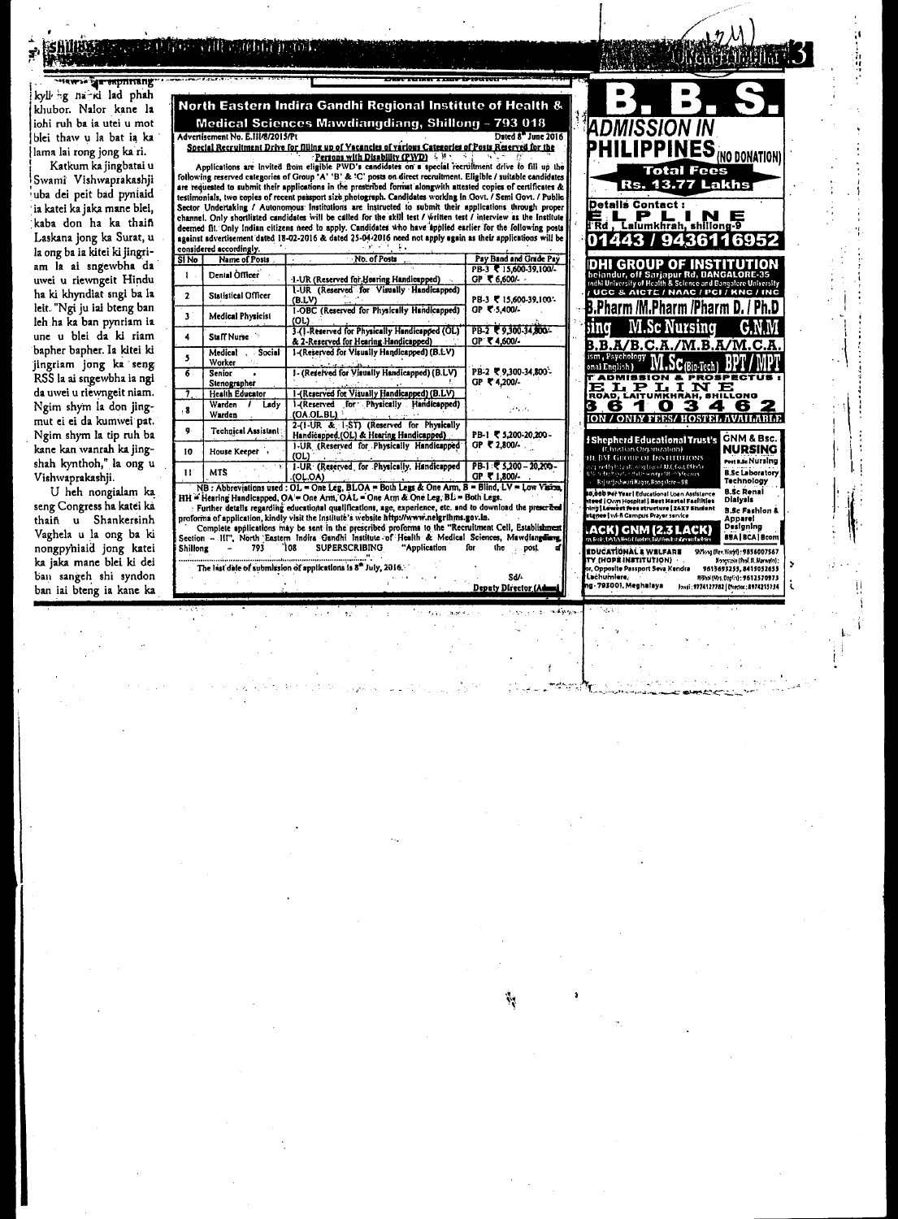kyll ng na ki lad phah khubor. Nalor kane la iohi ruh ba ia utei u mot blei thaw u la bat ia ka lama lai rong jong ka ri.

Katkum ka jingbatai u Swami Vishwaprakashji uba dei peit bad pyniaid ia katei ka jaka mane blei, kaba don ha ka thain Laskana jong ka Surat, u la ong ba ia kitei ki jingriam la ai sngewbha da uwei u riewngeit Hindu ha ki khyndiat sngi ba la leit. "Ngi ju iai bteng ban leh ha ka ban pynriam ia une u blei da ki riam bapher bapher. Ia kitei ki jingriam ka seng RSS la ai sngewbha ia ngi da uwei u riewngeit niam. Ngim shym la don jingmut ei ei da kumwei pat. Ngim shym la tip ruh ba kane kan wanrah ka jingshah kynthoh," la ong u Vishwaprakashji.

U heh nongialam ka seng Congress ha katei ka thain u Shankersinh Vaghela u la ong ba ki nongpyhiaid jong katei ka jaka mane blei ki dei ban sangeh shi syndon ban iai bteng ia kane ka

## North Eastern Indira Gandhi Regional Institute of Health & Medical Sciences Mawdiangdiang, Shillong – 793 018

Advertisement No. E.III/8/2015/Pt — Dated 8th June 2016

**Special Recruitment Drive for filling up of Vacancies of various Categories of Posts Reserved for the Persons with Disability (PWD)**

Applications are invited from eligible PWD's candidates on a special recruitment drive to fill up the following reserved categories of Group 'A' 'B' & 'C' posts on direct recruitment. Eligible / suitable candidates are requested to submit their applications in the prescribed format alongwith attested copies of certificates & testimonials, two copies of recent passport size photograph. Candidates working in Govt. / Semi Govt. / Public Sector Undertaking / Autonomous Institutions are instructed to submit their applications through proper channel. Only shortlisted candidates will be called for the skill test / written test / interview as the Institute deemed fit. Only Indian citizens need to apply. Candidates who have applied earlier for the following posts against advertisement dated 18-02-2016 & dated 25-04-2016 need not apply again as their applications will be considered accordingly.

| Sl No | Name of Posts | No. of Posts | Pay Band and Grade Pay |
|---|---|---|---|
| 1 | Dental Officer | 1-UR (Reserved for Hearing Handicapped) | PB-3 ₹ 15,600-39,100/- GP ₹ 6,600/- |
| 2 | Statistical Officer | 1-UR (Reserved for Visually Handicapped) (B.LV) | PB-3 ₹ 15,600-39,100/- GP ₹ 5,400/- |
| 3 | Medical Physicist | 1-OBC (Reserved for Physically Handicapped) (OL) | |
| 4 | Staff Nurse | 3-(1-Reserved for Physically Handicapped (OL) & 2-Reserved for Hearing Handicapped) | PB-2 ₹ 9,300-34,800/- GP ₹ 4,600/- |
| 5 | Medical Social Worker | 1-(Reserved for Visually Handicapped) (B.LV) | |
| 6 | Senior Stenographer | 1- (Reserved for Visually Handicapped) (B.LV) | PB-2 ₹ 9,300-34,800/- GP ₹ 4,200/- |
| 7 | Health Educator | 1-(Reserved for Visually Handicapped) (B.LV) | |
| 8 | Warden / Lady Warden | 1-(Reserved for Physically Handicapped) (OA.OL.BL) | |
| 9 | Technical Assistant | 2-(1-UR & 1-ST) (Reserved for Physically Handicapped (OL) & Hearing Handicapped) | PB-1 ₹ 5,200-20,200/- GP ₹ 2,800/- |
| 10 | House Keeper | 1-UR (Reserved for Physically Handicapped (OL) | |
| 11 | MTS | 1-UR (Reserved for Physically Handicapped (OL.OA) | PB-1 ₹ 5,200 – 20,200/- GP ₹ 1,800/- |

NB : Abbreviations used : OL = One Leg, BLOA = Both Legs & One Arm, B = Blind, LV = Low Vision, HH = Hearing Handicapped, OA = One Arm, OAL = One Arm & One Leg, BL = Both Legs.

Further details regarding educational qualifications, age, experience, etc. and to download the prescribed proforma of application, kindly visit the Institute's website http://www.neigrihms.gov.in.

Complete applications may be sent in the prescribed proforma to the "Recruitment Cell, Establishment Section – III", North Eastern Indira Gandhi Institute of Health & Medical Sciences, Mawdiangdiang, Shillong – 793 108 SUPERSCRIBING "Application for the post of ..................................".

The last date of submission of applications is 8th July, 2016.

Sd/-
Deputy Director (Admn)

# B. B. S.

## ADMISSION IN PHILIPPINES (NO DONATION)

**Total Fees Rs. 13.77 Lakhs**

Details Contact :
**E L P L I N E**
Rd , Laitumkhrah, shillong-9
01443 / 9436116952

## DHI GROUP OF INSTITUTION

Kalandur, off Sarjapur Rd, BANGALORE-35
Gandhi University of Health & Science and Bangalore University
/ UGC & AICTE / NAAC / PCI / KNC / INC

**B.Pharm /M.Pharm /Pharm D. / Ph.D**
**sing M.Sc Nursing G.N.M**
**B.B.A/B.C.A./M.B.A/M.C.A.**
ism, Psychology onal English) **M.Sc (Bio-Tech) BPT / MPT**

T ADMISSION & PROSPECTUS :
**E L P L I N E**
ROAD, LAITUMKHRAH, SHILLONG
**3610346 2**
ION / ONLY FEES/ HOSTEL AVAILABLE

**Shepherd Educational Trust's** (Christian Organization)
GNM & Bsc. **NURSING**
Post B.Sc Nursing
B.Sc Laboratory Technology
B.Sc Renal Dialysis
B.Sc Fashion & Apparel Designing
BBA | BCA | Bcom

Own Hospital | Best Hostel Facilities | Lowest fees structure | 24X7 Student | Wi-fi Campus Prayer service

**ACK) GNM (2.3 LACK)**

EDUCATIONAL & WELFARE TY (HOPE INSTITUTION)
Opposite Passport Seva Kendra Lachumiere, Shillong-793001, Meghalaya
9856007567, 9615693255, 8415052655, 9612570973, 9774127782, 8974215734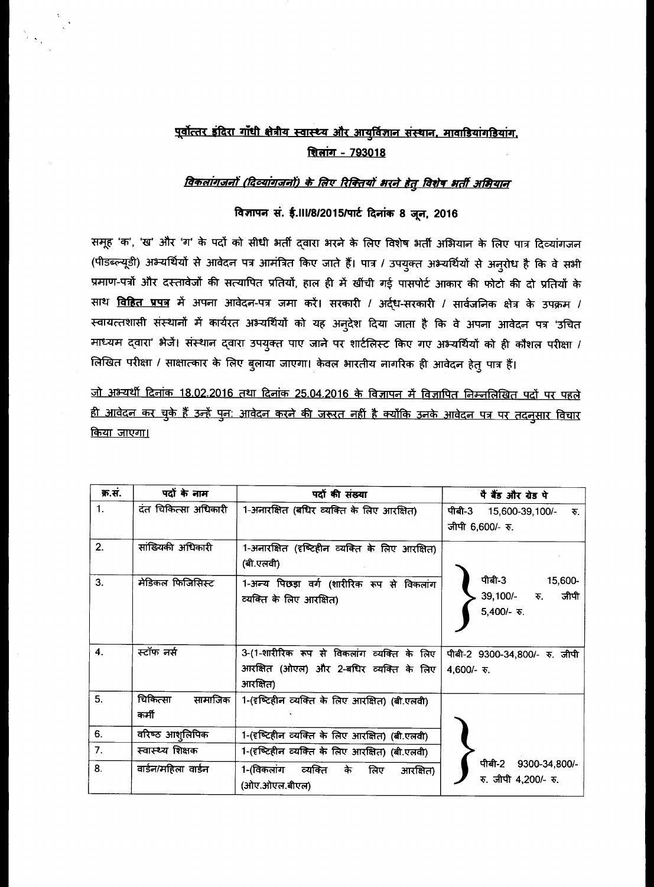## पूर्वोत्तर इंदिरा गाँधी क्षेत्रीय स्वास्थ्य और आयुर्विज्ञान संस्थान, मावडियांगडियांग, शिलांग - 793018

### *विकलांगजनों (दिव्यांगजनों) के लिए रिक्तियों भरने हेतु विशेष भर्ती अभियान*

### विज्ञापन सं. ई.III/8/2015/पार्ट दिनांक 8 जून, 2016

समूह 'क', 'ख' और 'ग' के पदों को सीधी भर्ती द्वारा भरने के लिए विशेष भर्ती अभियान के लिए पात्र दिव्यांगजन (पीडब्ल्यूडी) अभ्यर्थियों से आवेदन पत्र आमंत्रित किए जाते हैं। पात्र / उपयुक्त अभ्यर्थियों से अनुरोध है कि वे सभी प्रमाण-पत्रों और दस्तावेजों की सत्यापित प्रतियों, हाल ही में खींची गई पासपोर्ट आकार की फोटो की दो प्रतियों के साथ **विहित प्रपत्र** में अपना आवेदन-पत्र जमा करें। सरकारी / अर्द्ध-सरकारी / सार्वजनिक क्षेत्र के उपक्रम / स्वायत्तशासी संस्थानों में कार्यरत अभ्यर्थियों को यह अनुदेश दिया जाता है कि वे अपना आवेदन पत्र 'उचित माध्यम द्वारा' भेजें। संस्थान द्वारा उपयुक्त पाए जाने पर शार्टलिस्ट किए गए अभ्यर्थियों को ही कौशल परीक्षा / लिखित परीक्षा / साक्षात्कार के लिए बुलाया जाएगा। केवल भारतीय नागरिक ही आवेदन हेतु पात्र हैं।

जो अभ्यर्थी दिनांक 18.02.2016 तथा दिनांक 25.04.2016 के विज्ञापन में विज्ञापित निम्नलिखित पदों पर पहले ही आवेदन कर चुके हैं उन्हें पुन: आवेदन करने की जरूरत नहीं है क्योंकि उनके आवेदन पत्र पर तदनुसार विचार किया जाएगा।

| क्र.सं. | पदों के नाम | पदों की संख्या | पे बैंड और ग्रेड पे |
|---|---|---|---|
| 1. | दंत चिकित्सा अधिकारी | 1-अनारक्षित (बधिर व्यक्ति के लिए आरक्षित) | पीबी-3 15,600-39,100/- रु. जीपी 6,600/- रु. |
| 2. | सांख्यिकी अधिकारी | 1-अनारक्षित (दृष्टिहीन व्यक्ति के लिए आरक्षित) (बी.एलवी) | पीबी-3 15,600-39,100/- रु. जीपी 5,400/- रु. |
| 3. | मेडिकल फिजिसिस्ट | 1-अन्य पिछड़ा वर्ग (शारीरिक रूप से विकलांग व्यक्ति के लिए आरक्षित) | |
| 4. | स्टॉफ नर्स | 3-(1-शारीरिक रूप से विकलांग व्यक्ति के लिए आरक्षित (ओएल) और 2-बधिर व्यक्ति के लिए आरक्षित) | पीबी-2 9300-34,800/- रु. जीपी 4,600/- रु. |
| 5. | चिकित्सा सामाजिक कर्मी | 1-(दृष्टिहीन व्यक्ति के लिए आरक्षित) (बी.एलवी) | पीबी-2 9300-34,800/- रु. जीपी 4,200/- रु. |
| 6. | वरिष्ठ आशुलिपिक | 1-(दृष्टिहीन व्यक्ति के लिए आरक्षित) (बी.एलवी) | |
| 7. | स्वास्थ्य शिक्षक | 1-(दृष्टिहीन व्यक्ति के लिए आरक्षित) (बी.एलवी) | |
| 8. | वार्डन/महिला वार्डन | 1-(विकलांग व्यक्ति के लिए आरक्षित) (ओए.ओएल.बीएल) | |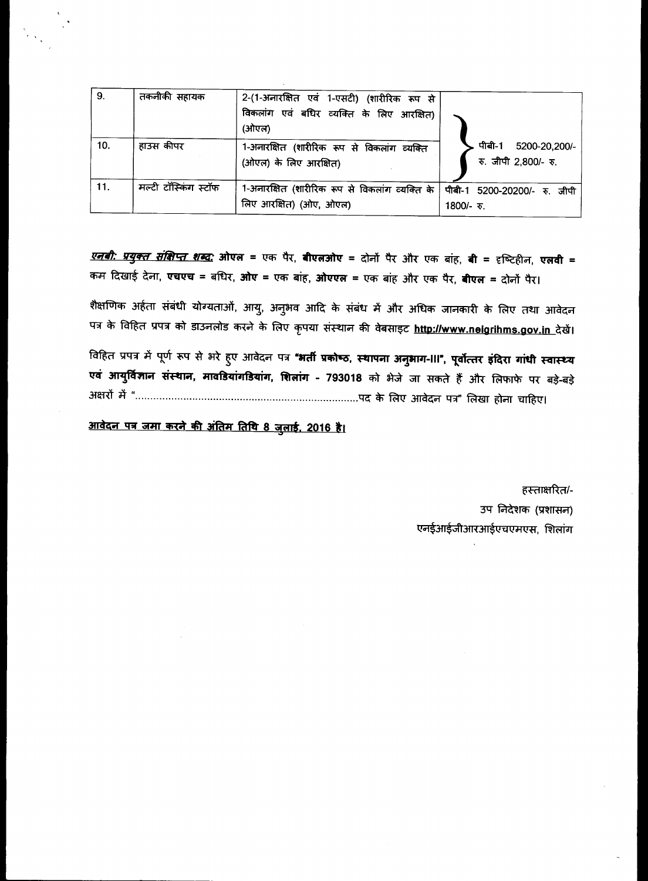| 9. | तकनीकी सहायक | 2-(1-अनारक्षित एवं 1-एसटी) (शारीरिक रूप से विकलांग एवं बधिर व्यक्ति के लिए आरक्षित) (ओएल) | पीबी-1 5200-20,200/- रु. जीपी 2,800/- रु. |
|---|---|---|---|
| 10. | हाउस कीपर | 1-अनारक्षित (शारीरिक रूप से विकलांग व्यक्ति (ओएल) के लिए आरक्षित) | पीबी-1 5200-20,200/- रु. जीपी 2,800/- रु. |
| 11. | मल्टी टॉस्किंग स्टॉफ | 1-अनारक्षित (शारीरिक रूप से विकलांग व्यक्ति के लिए आरक्षित) (ओए, ओएल) | पीबी-1 5200-20200/- रु. जीपी 1800/- रु. |

***एनबी: प्रयुक्त संक्षिप्त शब्द:*** **ओएल** = एक पैर, **बीएलओए** = दोनों पैर और एक बांह, **बी** = दृष्टिहीन, **एलवी** = कम दिखाई देना, **एचएच** = बधिर, **ओए** = एक बांह, **ओएएल** = एक बांह और एक पैर, **बीएल** = दोनों पैर।

शैक्षणिक अर्हता संबंधी योग्यताओं, आयु, अनुभव आदि के संबंध में और अधिक जानकारी के लिए तथा आवेदन पत्र के विहित प्रपत्र को डाउनलोड करने के लिए कृपया संस्थान की वेबसाइट http://www.neigrihms.gov.in देखें।

विहित प्रपत्र में पूर्ण रूप से भरे हुए आवेदन पत्र **"भर्ती प्रकोष्ठ, स्थापना अनुभाग-III", पूर्वोत्तर इंदिरा गांधी स्वास्थ्य एवं आयुर्विज्ञान संस्थान, मावडियांगडियांग, शिलांग - 793018** को भेजे जा सकते हैं और लिफाफे पर बड़े-बड़े अक्षरों में "..........................................................................पद के लिए आवेदन पत्र" लिखा होना चाहिए।

**आवेदन पत्र जमा करने की अंतिम तिथि 8 जुलाई, 2016 है।**

हस्ताक्षरित/-

उप निदेशक (प्रशासन)

एनईआईजीआरआईएचएमएस, शिलांग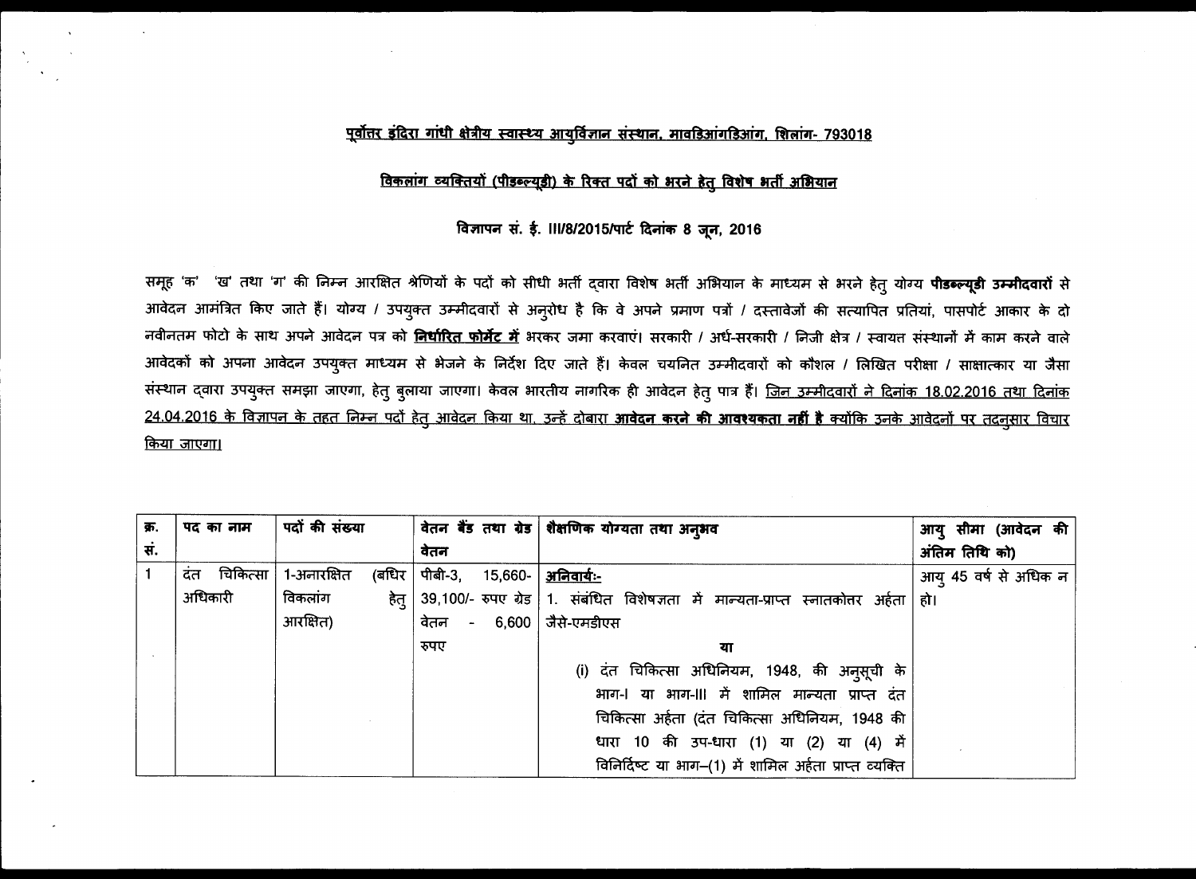## पूर्वोत्तर इंदिरा गांधी क्षेत्रीय स्वास्थ्य आयुर्विज्ञान संस्थान, मावडिआंगडिआंग, शिलांग- 793018

## विकलांग व्यक्तियों (पीडब्ल्यूडी) के रिक्त पदों को भरने हेतु विशेष भर्ती अभियान

### विज्ञापन सं. ई. III/8/2015/पार्ट दिनांक 8 जून, 2016

समूह 'क' 'ख' तथा 'ग' की निम्न आरक्षित श्रेणियों के पदों को सीधी भर्ती द्वारा विशेष भर्ती अभियान के माध्यम से भरने हेतु योग्य **पीडब्ल्यूडी उम्मीदवारों** से आवेदन आमंत्रित किए जाते हैं। योग्य / उपयुक्त उम्मीदवारों से अनुरोध है कि वे अपने प्रमाण पत्रों / दस्तावेजों की सत्यापित प्रतियां, पासपोर्ट आकार के दो नवीनतम फोटो के साथ अपने आवेदन पत्र को **निर्धारित फोर्मेट में** भरकर जमा करवाएं। सरकारी / अर्ध-सरकारी / निजी क्षेत्र / स्वायत संस्थानों में काम करने वाले आवेदकों को अपना आवेदन उपयुक्त माध्यम से भेजने के निर्देश दिए जाते हैं। केवल चयनित उम्मीदवारों को कौशल / लिखित परीक्षा / साक्षात्कार या जैसा संस्थान द्वारा उपयुक्त समझा जाएगा, हेतु बुलाया जाएगा। केवल भारतीय नागरिक ही आवेदन हेतु पात्र हैं। जिन उम्मीदवारों ने दिनांक 18.02.2016 तथा दिनांक 24.04.2016 के विज्ञापन के तहत निम्न पदों हेतु आवेदन किया था, उन्हें दोबारा **आवेदन करने की आवश्यकता नहीं है** क्योंकि उनके आवेदनों पर तदनुसार विचार किया जाएगा।

| क्र. सं. | पद का नाम | पदों की संख्या | वेतन बैंड तथा ग्रेड वेतन | शैक्षणिक योग्यता तथा अनुभव | आयु सीमा (आवेदन की अंतिम तिथि को) |
|---|---|---|---|---|---|
| 1 | दंत चिकित्सा अधिकारी | 1-अनारक्षित (बधिर विकलांग हेतु आरक्षित) | पीबी-3, 15,660-39,100/- रुपए ग्रेड वेतन - 6,600 रुपए | **अनिवार्यः-**<br>1. संबंधित विशेषज्ञता में मान्यता-प्राप्त स्नातकोत्तर अर्हता जैसे-एमडीएस<br>या<br>(i) दंत चिकित्सा अधिनियम, 1948, की अनुसूची के भाग-I या भाग-III में शामिल मान्यता प्राप्त दंत चिकित्सा अर्हता (दंत चिकित्सा अधिनियम, 1948 की धारा 10 की उप-धारा (1) या (2) या (4) में विनिर्दिष्ट या भाग–(1) में शामिल अर्हता प्राप्त व्यक्ति | आयु 45 वर्ष से अधिक न हो। |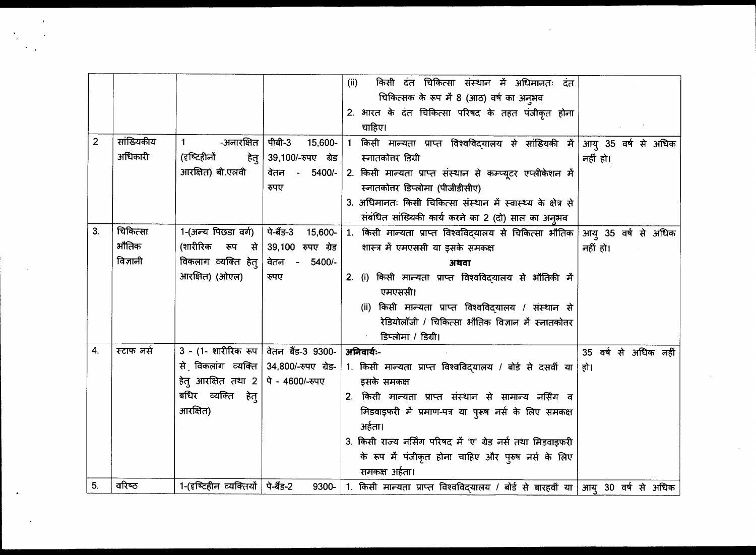| | | | | | |
|---|---|---|---|---|---|
| | | | | (ii) किसी दंत चिकित्सा संस्थान में अधिमानतः दंत चिकित्सक के रूप में 8 (आठ) वर्ष का अनुभव<br>2. भारत के दंत चिकित्सा परिषद के तहत पंजीकृत होना चाहिए। | |
| 2 | सांख्यिकीय अधिकारी | 1 -अनारक्षित (दृष्टिहीनों हेतु आरक्षित) बी.एलवी | पीबी-3 15,600-39,100/-रुपए ग्रेड वेतन - 5400/-रुपए | 1 किसी मान्यता प्राप्त विश्वविद्यालय से सांख्यिकी में स्नातकोत्तर डिग्री<br>2. किसी मान्यता प्राप्त संस्थान से कम्प्यूटर एप्लीकेशन में स्नातकोत्तर डिप्लोमा (पीजीडीसीए)<br>3. अधिमानतः किसी चिकित्सा संस्थान में स्वास्थ्य के क्षेत्र से संबंधित सांख्यिकी कार्य करने का 2 (दो) साल का अनुभव | आयु 35 वर्ष से अधिक नहीं हो। |
| 3. | चिकित्सा भौतिक विज्ञानी | 1-(अन्य पिछडा वर्ग) (शारीरिक रूप से विकलाग व्यक्ति हेतु आरक्षित) (ओएल) | पे-बैंड-3 15,600-39,100 रुपए ग्रेड वेतन - 5400/-रुपए | 1. किसी मान्यता प्राप्त विश्वविद्यालय से चिकित्सा भौतिक शास्त्र में एमएससी या इसके समकक्ष<br>**अथवा**<br>2. (i) किसी मान्यता प्राप्त विश्वविद्यालय से भौतिकी में एमएससी।<br>(ii) किसी मान्यता प्राप्त विश्वविद्यालय / संस्थान से रेडियोलॉजी / चिकित्सा भौतिक विज्ञान में स्नातकोतर डिप्लोमा / डिग्री। | आयु 35 वर्ष से अधिक नहीं हो। |
| 4. | स्टाफ नर्स | 3 - (1- शारीरिक रूप से विकलांग व्यक्ति हेतु आरक्षित तथा 2 बधिर व्यक्ति हेतु आरक्षित) | वेतन बैंड-3 9300-34,800/-रुपए ग्रेड-पे - 4600/-रुपए | **अनिवार्यः-**<br>1. किसी मान्यता प्राप्त विश्वविद्यालय / बोर्ड से दसवीं या इसके समकक्ष<br>2. किसी मान्यता प्राप्त संस्थान से सामान्य नर्सिंग व मिडवाइफरी में प्रमाण-पत्र या पुरूष नर्स के लिए समकक्ष अर्हता।<br>3. किसी राज्य नर्सिंग परिषद में 'ए' ग्रेड नर्स तथा मिडवाइफरी के रूप में पंजीकृत होना चाहिए और पुरुष नर्स के लिए समकक्ष अर्हता। | 35 वर्ष से अधिक नहीं हो। |
| 5. | वरिष्ठ | 1-(दृष्टिहीन व्यक्तियों | पे-बैंड-2 9300- | 1. किसी मान्यता प्राप्त विश्वविद्यालय / बोर्ड से बारहवीं या | आयु 30 वर्ष से अधिक |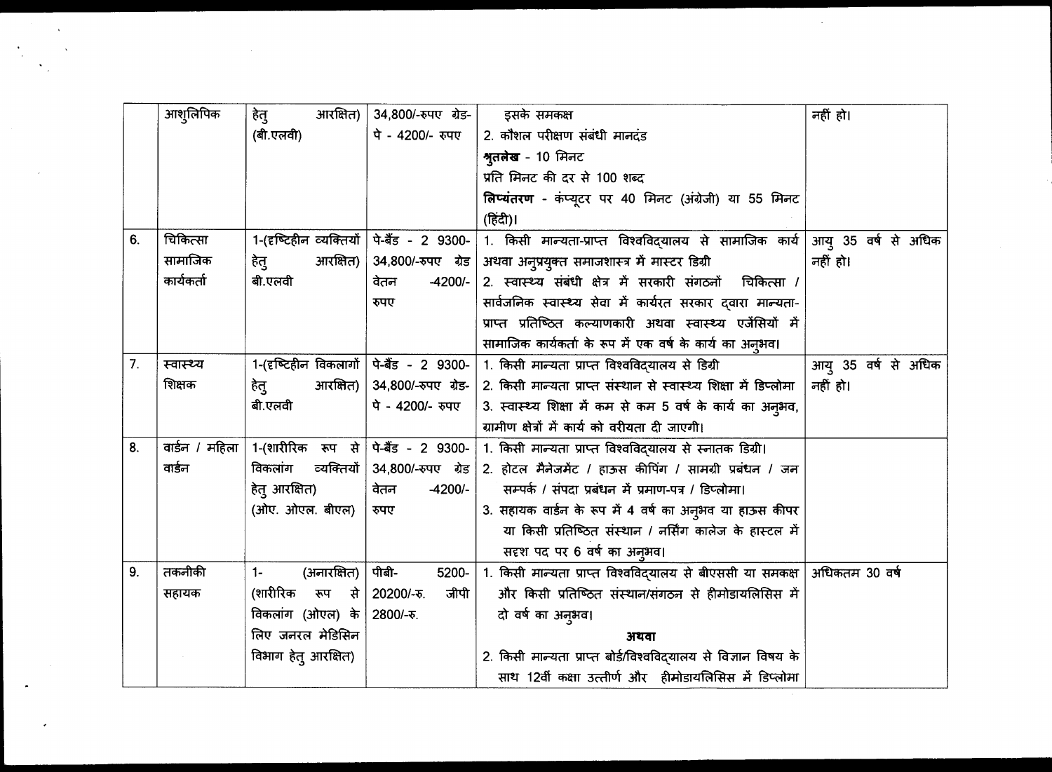|  | आशुलिपिक | हेतु आरक्षित) (बी.एलवी) | 34,800/-रुपए ग्रेड-पे - 4200/- रुपए | इसके समकक्ष<br>2. कौशल परीक्षण संबंधी मानदंड<br>**श्रुतलेख** - 10 मिनट<br>प्रति मिनट की दर से 100 शब्द<br>**लिप्यंतरण** - कंप्यूटर पर 40 मिनट (अंग्रेजी) या 55 मिनट (हिंदी)। | नहीं हो। |
|---|---|---|---|---|---|
| 6. | चिकित्सा सामाजिक कार्यकर्ता | 1-(दृष्टिहीन व्यक्तियों हेतु आरक्षित) बी.एलवी | पे-बैंड - 2 9300-34,800/-रुपए ग्रेड वेतन -4200/- रुपए | 1. किसी मान्यता-प्राप्त विश्वविद्यालय से सामाजिक कार्य अथवा अनुप्रयुक्त समाजशास्त्र में मास्टर डिग्री<br>2. स्वास्थ्य संबंधी क्षेत्र में सरकारी संगठनों चिकित्सा / सार्वजनिक स्वास्थ्य सेवा में कार्यरत सरकार द्वारा मान्यता-प्राप्त प्रतिष्ठित कल्याणकारी अथवा स्वास्थ्य एजेंसियों में सामाजिक कार्यकर्ता के रूप में एक वर्ष के कार्य का अनुभव। | आयु 35 वर्ष से अधिक नहीं हो। |
| 7. | स्वास्थ्य शिक्षक | 1-(दृष्टिहीन विकलागों हेतु आरक्षित) बी.एलवी | पे-बैंड - 2 9300-34,800/-रुपए ग्रेड-पे - 4200/- रुपए | 1. किसी मान्यता प्राप्त विश्वविद्यालय से डिग्री<br>2. किसी मान्यता प्राप्त संस्थान से स्वास्थ्य शिक्षा में डिप्लोमा<br>3. स्वास्थ्य शिक्षा में कम से कम 5 वर्ष के कार्य का अनुभव, ग्रामीण क्षेत्रों में कार्य को वरीयता दी जाएगी। | आयु 35 वर्ष से अधिक नहीं हो। |
| 8. | वार्डन / महिला वार्डन | 1-(शारीरिक रूप से विकलांग व्यक्तियों हेतु आरक्षित) (ओए. ओएल. बीएल) | पे-बैंड - 2 9300-34,800/-रुपए ग्रेड वेतन -4200/- रुपए | 1. किसी मान्यता प्राप्त विश्वविद्यालय से स्नातक डिग्री।<br>2. होटल मैनेजमेंट / हाऊस कीपिंग / सामग्री प्रबंधन / जन सम्पर्क / संपदा प्रबंधन में प्रमाण-पत्र / डिप्लोमा।<br>3. सहायक वार्डन के रूप में 4 वर्ष का अनुभव या हाऊस कीपर या किसी प्रतिष्ठित संस्थान / नर्सिंग कालेज के हास्टल में सदृश पद पर 6 वर्ष का अनुभव। |  |
| 9. | तकनीकी सहायक | 1- (अनारक्षित) (शारीरिक रूप से विकलांग (ओएल) के लिए जनरल मेडिसिन विभाग हेतु आरक्षित) | पीबी- 5200-20200/-रु. जीपी 2800/-रु. | 1. किसी मान्यता प्राप्त विश्वविद्यालय से बीएससी या समकक्ष और किसी प्रतिष्ठित संस्थान/संगठन से हीमोडायलिसिस में दो वर्ष का अनुभव।<br>**अथवा**<br>2. किसी मान्यता प्राप्त बोर्ड/विश्वविद्यालय से विज्ञान विषय के साथ 12वीं कक्षा उत्तीर्ण और हीमोडायलिसिस में डिप्लोमा | अधिकतम 30 वर्ष |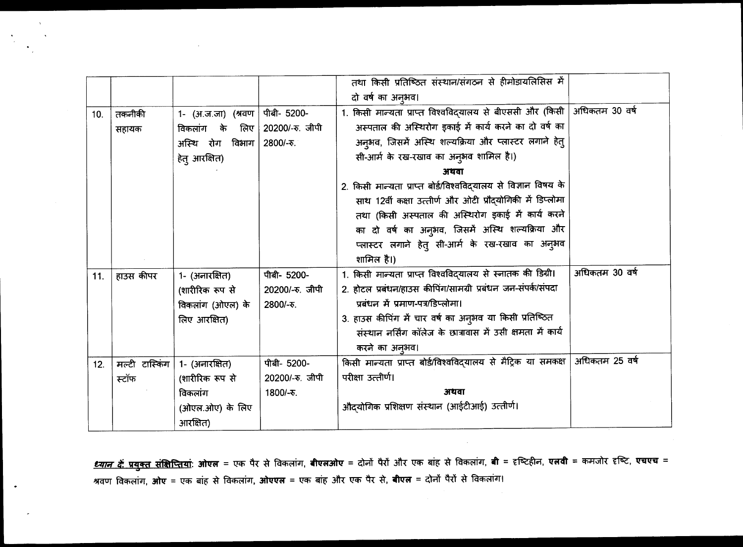| | | | | तथा किसी प्रतिष्ठित संस्थान/संगठन से हीमोडायलिसिस में दो वर्ष का अनुभव। | |
|---|---|---|---|---|---|
| 10. | तकनीकी सहायक | 1- (अ.ज.जा) (श्रवण विकलांग के लिए अस्थि रोग विभाग हेतु आरक्षित) | पीबी- 5200-20200/-रु. जीपी 2800/-रु. | 1. किसी मान्यता प्राप्त विश्वविद्यालय से बीएससी और (किसी अस्पताल की अस्थिरोग इकाई में कार्य करने का दो वर्ष का अनुभव, जिसमें अस्थि शल्यक्रिया और प्लास्टर लगाने हेतु सी-आर्म के रख-रखाव का अनुभव शामिल है।)<br>**अथवा**<br>2. किसी मान्यता प्राप्त बोर्ड/विश्वविद्यालय से विज्ञान विषय के साथ 12वीं कक्षा उत्तीर्ण और ओटी प्रौद्योगिकी में डिप्लोमा तथा (किसी अस्पताल की अस्थिरोग इकाई में कार्य करने का दो वर्ष का अनुभव, जिसमें अस्थि शल्यक्रिया और प्लास्टर लगाने हेतु सी-आर्म के रख-रखाव का अनुभव शामिल है।) | अधिकतम 30 वर्ष |
| 11. | हाउस कीपर | 1- (अनारक्षित) (शारीरिक रूप से विकलांग (ओएल) के लिए आरक्षित) | पीबी- 5200-20200/-रु. जीपी 2800/-रु. | 1. किसी मान्यता प्राप्त विश्वविद्यालय से स्नातक की डिग्री।<br>2. होटल प्रबंधन/हाउस कीपिंग/सामग्री प्रबंधन जन-संपर्क/संपदा प्रबंधन में प्रमाण-पत्र/डिप्लोमा।<br>3. हाउस कीपिंग में चार वर्ष का अनुभव या किसी प्रतिष्ठित संस्थान नर्सिंग कॉलेज के छात्रावास में उसी क्षमता में कार्य करने का अनुभव। | अधिकतम 30 वर्ष |
| 12. | मल्टी टास्किंग स्टॉफ | 1- (अनारक्षित) (शारीरिक रूप से विकलांग (ओएल.ओए) के लिए आरक्षित) | पीबी- 5200-20200/-रु. जीपी 1800/-रु. | किसी मान्यता प्राप्त बोर्ड/विश्वविद्यालय से मैट्रिक या समकक्ष परीक्षा उत्तीर्ण।<br>**अथवा**<br>औद्योगिक प्रशिक्षण संस्थान (आईटीआई) उत्तीर्ण। | अधिकतम 25 वर्ष |

***ध्यान दें: प्रयुक्त संक्षिप्तियां*: ओएल** = एक पैर से विकलांग, **बीएलओए** = दोनों पैरों और एक बांह से विकलांग, **बी** = दृष्टिहीन, **एलवी** = कमजोर दृष्टि, **एचएच** = श्रवण विकलांग, **ओए** = एक बांह से विकलांग, **ओएएल** = एक बांह और एक पैर से, **बीएल** = दोनों पैरों से विकलांग।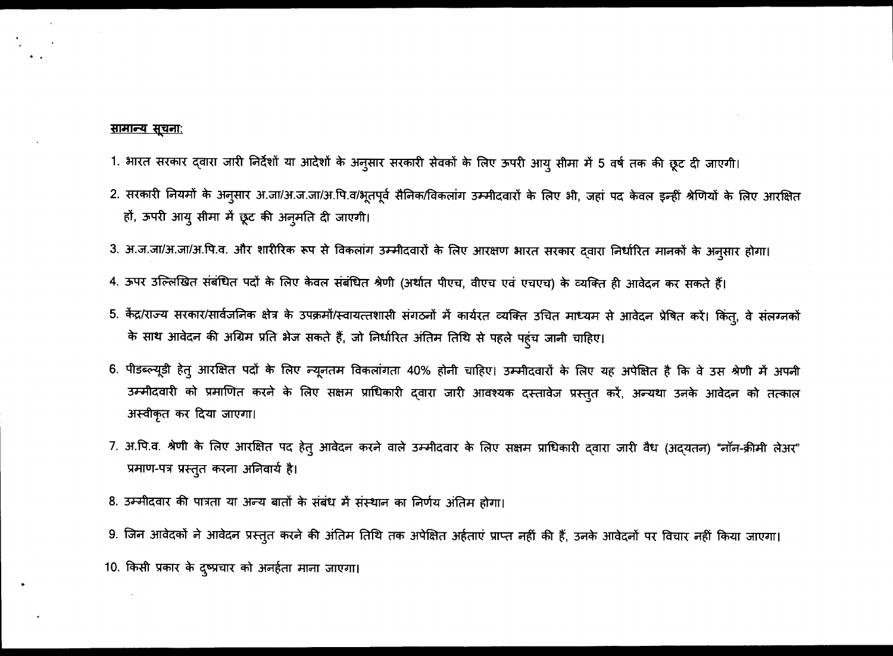**<u>सामान्य सूचना:</u>**

1. भारत सरकार द्वारा जारी निर्देशों या आदेशों के अनुसार सरकारी सेवकों के लिए ऊपरी आयु सीमा में 5 वर्ष तक की छूट दी जाएगी।
2. सरकारी नियमों के अनुसार अ.जा/अ.ज.जा/अ.पि.व/भूतपूर्व सैनिक/विकलांग उम्मीदवारों के लिए भी, जहां पद केवल इन्हीं श्रेणियों के लिए आरक्षित हों, ऊपरी आयु सीमा में छूट की अनुमति दी जाएगी।
3. अ.ज.जा/अ.जा/अ.पि.व. और शारीरिक रूप से विकलांग उम्मीदवारों के लिए आरक्षण भारत सरकार द्वारा निर्धारित मानकों के अनुसार होगा।
4. ऊपर उल्लिखित संबंधित पदों के लिए केवल संबंधित श्रेणी (अर्थात पीएच, वीएच एवं एचएच) के व्यक्ति ही आवेदन कर सकते हैं।
5. केंद्र/राज्य सरकार/सार्वजनिक क्षेत्र के उपक्रमों/स्वायत्तशासी संगठनों में कार्यरत व्यक्ति उचित माध्यम से आवेदन प्रेषित करें। किंतु, वे संलग्नकों के साथ आवेदन की अग्रिम प्रति भेज सकते हैं, जो निर्धारित अंतिम तिथि से पहले पहुंच जानी चाहिए।
6. पीडब्ल्यूडी हेतु आरक्षित पदों के लिए न्यूनतम विकलांगता 40% होनी चाहिए। उम्मीदवारों के लिए यह अपेक्षित है कि वे उस श्रेणी में अपनी उम्मीदवारी को प्रमाणित करने के लिए सक्षम प्राधिकारी द्वारा जारी आवश्यक दस्तावेज प्रस्तुत करें, अन्यथा उनके आवेदन को तत्काल अस्वीकृत कर दिया जाएगा।
7. अ.पि.व. श्रेणी के लिए आरक्षित पद हेतु आवेदन करने वाले उम्मीदवार के लिए सक्षम प्राधिकारी द्वारा जारी वैध (अद्यतन) "नॉन-क्रीमी लेअर" प्रमाण-पत्र प्रस्तुत करना अनिवार्य है।
8. उम्मीदवार की पात्रता या अन्य बातों के संबंध में संस्थान का निर्णय अंतिम होगा।
9. जिन आवेदकों ने आवेदन प्रस्तुत करने की अंतिम तिथि तक अपेक्षित अर्हताएं प्राप्त नहीं की हैं, उनके आवेदनों पर विचार नहीं किया जाएगा।
10. किसी प्रकार के दुष्प्रचार को अनर्हता माना जाएगा।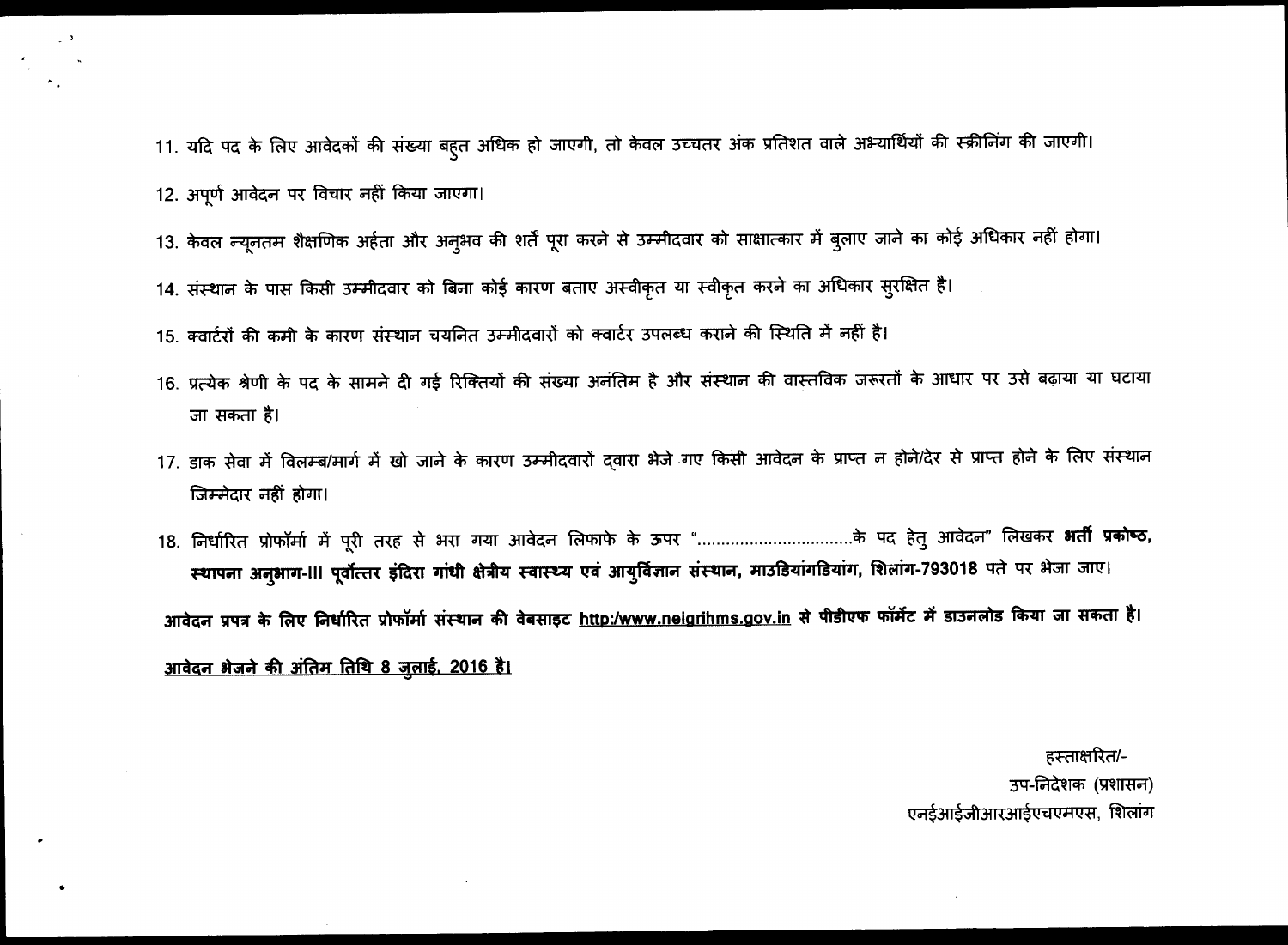11. यदि पद के लिए आवेदकों की संख्या बहुत अधिक हो जाएगी, तो केवल उच्चतर अंक प्रतिशत वाले अभ्यार्थियों की स्क्रीनिंग की जाएगी।

12. अपूर्ण आवेदन पर विचार नहीं किया जाएगा।

13. केवल न्यूनतम शैक्षणिक अर्हता और अनुभव की शर्तें पूरा करने से उम्मीदवार को साक्षात्कार में बुलाए जाने का कोई अधिकार नहीं होगा।

14. संस्थान के पास किसी उम्मीदवार को बिना कोई कारण बताए अस्वीकृत या स्वीकृत करने का अधिकार सुरक्षित है।

15. क्वार्टरों की कमी के कारण संस्थान चयनित उम्मीदवारों को क्वार्टर उपलब्ध कराने की स्थिति में नहीं है।

16. प्रत्येक श्रेणी के पद के सामने दी गई रिक्तियों की संख्या अनंतिम है और संस्थान की वास्तविक जरूरतों के आधार पर उसे बढ़ाया या घटाया जा सकता है।

17. डाक सेवा में विलम्ब/मार्ग में खो जाने के कारण उम्मीदवारों द्वारा भेजे गए किसी आवेदन के प्राप्त न होने/देर से प्राप्त होने के लिए संस्थान जिम्मेदार नहीं होगा।

18. निर्धारित प्रोफॉर्मा में पूरी तरह से भरा गया आवेदन लिफाफे के ऊपर "................................के पद हेतु आवेदन" लिखकर **भर्ती प्रकोष्ठ, स्थापना अनुभाग-III पूर्वोत्तर इंदिरा गांधी क्षेत्रीय स्वास्थ्य एवं आयुर्विज्ञान संस्थान, माउडियांगडियांग, शिलांग-793018** पते पर भेजा जाए।

**आवेदन प्रपत्र के लिए निर्धारित प्रोफॉर्मा संस्थान की वेबसाइट http:/www.neigrihms.gov.in से पीडीएफ फॉर्मेट में डाउनलोड किया जा सकता है।**

**आवेदन भेजने की अंतिम तिथि 8 जुलाई, 2016 है।**

हस्ताक्षरित/-
उप-निदेशक (प्रशासन)
एनईआईजीआरआईएचएमएस, शिलांग